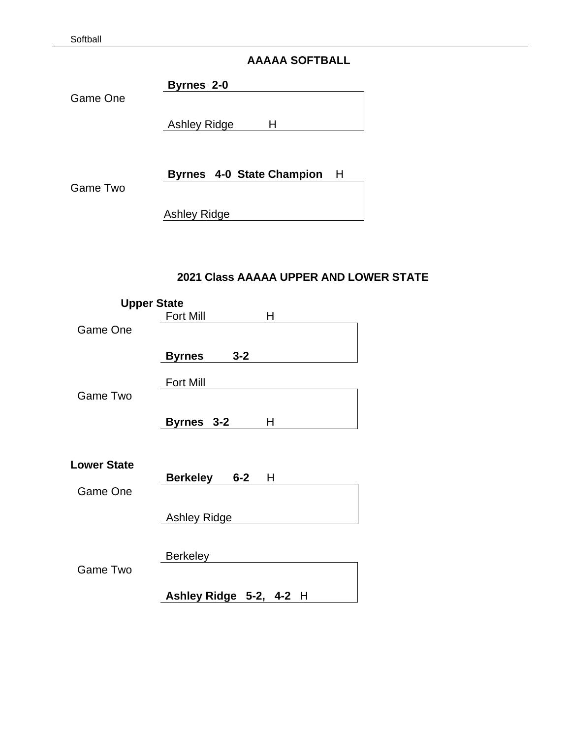## AAAAA SOFTBALL

Game One

**Byrnes 2-0**

Ashley Ridge H

Game Two

**Byrnes 4-0 State Champion** H

Ashley Ridge

## 2021 Class AAAAA UPPER AND LOWER STATE

### Upper State

Game One

Fort Mill H

**Byrnes 3-2**

Game Two

Fort Mill

**Byrnes 3-2** H

### Lower State

Game One

**Berkeley 6-2** H

Ashley Ridge

Game Two

Berkeley

**Ashley Ridge 5-2, 4-2** H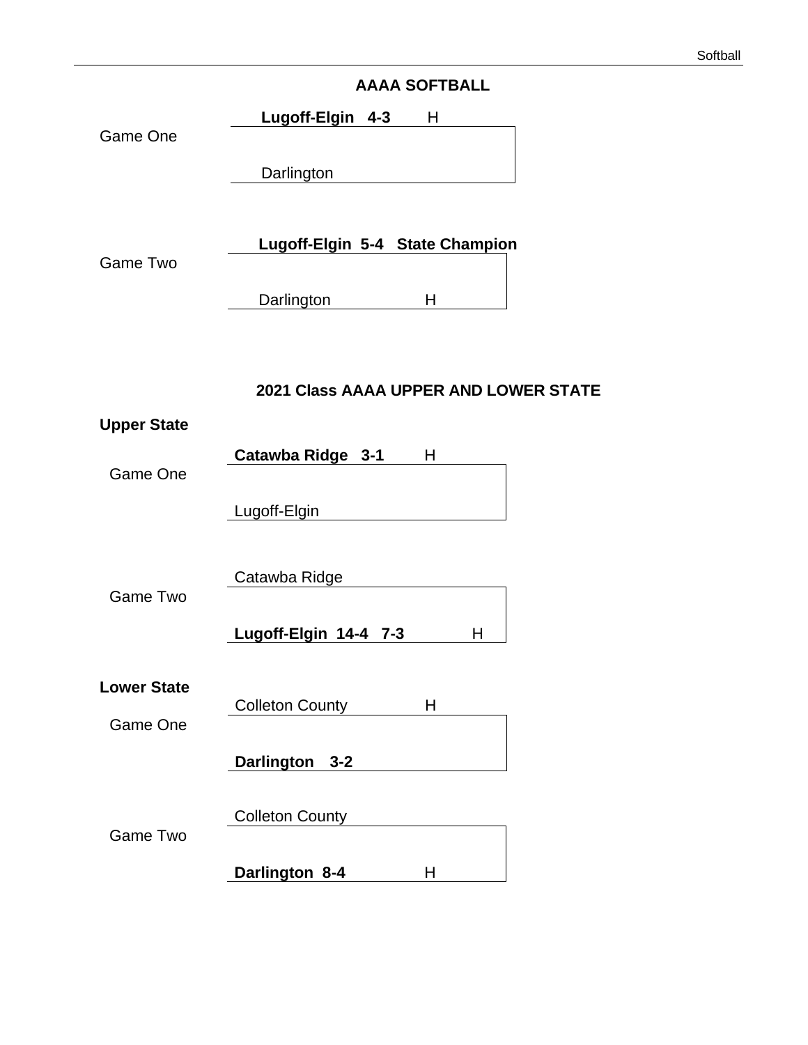## AAAA SOFTBALL

Game One

**Lugoff-Elgin 4-3** H

Darlington

Game Two

**Lugoff-Elgin 5-4 State Champion**

Darlington H

## 2021 Class AAAA UPPER AND LOWER STATE

**Upper State**

Game One

**Catawba Ridge 3-1** H

Lugoff-Elgin

Game Two

Catawba Ridge

**Lugoff-Elgin 14-4 7-3** H

**Lower State**

Game One

Colleton County H

**Darlington 3-2**

Game Two

Colleton County

**Darlington 8-4** H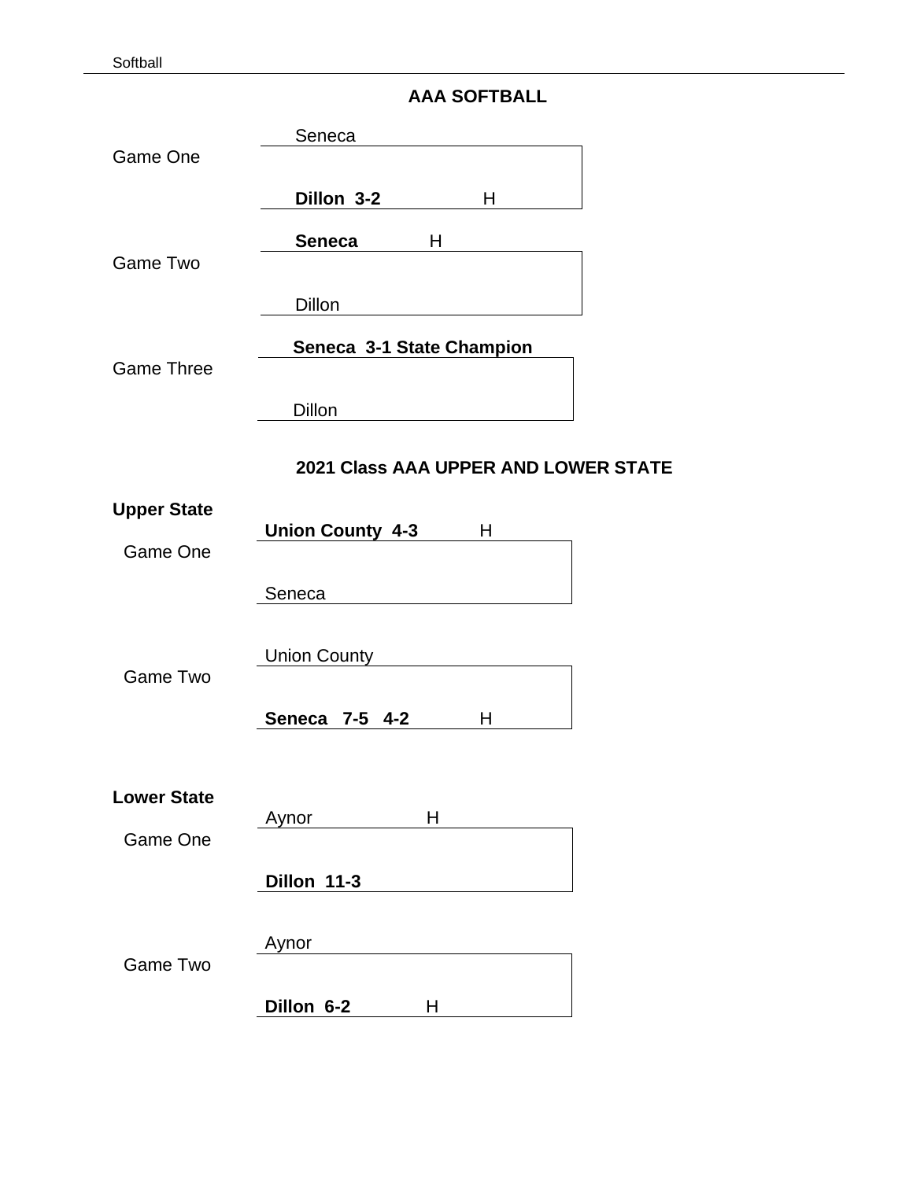## AAA SOFTBALL

**Game One**

| Team | Home |
|---|---|
| Seneca | |
| **Dillon 3-2** | H |

**Game Two**

| Team | Home |
|---|---|
| **Seneca** | H |
| Dillon | |

**Game Three**

| Team |
|---|
| **Seneca 3-1 State Champion** |
| Dillon |

## 2021 Class AAA UPPER AND LOWER STATE

### Upper State

**Game One**

| Team | Home |
|---|---|
| **Union County 4-3** | H |
| Seneca | |

**Game Two**

| Team | Home |
|---|---|
| Union County | |
| **Seneca 7-5 4-2** | H |

### Lower State

**Game One**

| Team | Home |
|---|---|
| Aynor | H |
| **Dillon 11-3** | |

**Game Two**

| Team | Home |
|---|---|
| Aynor | |
| **Dillon 6-2** | H |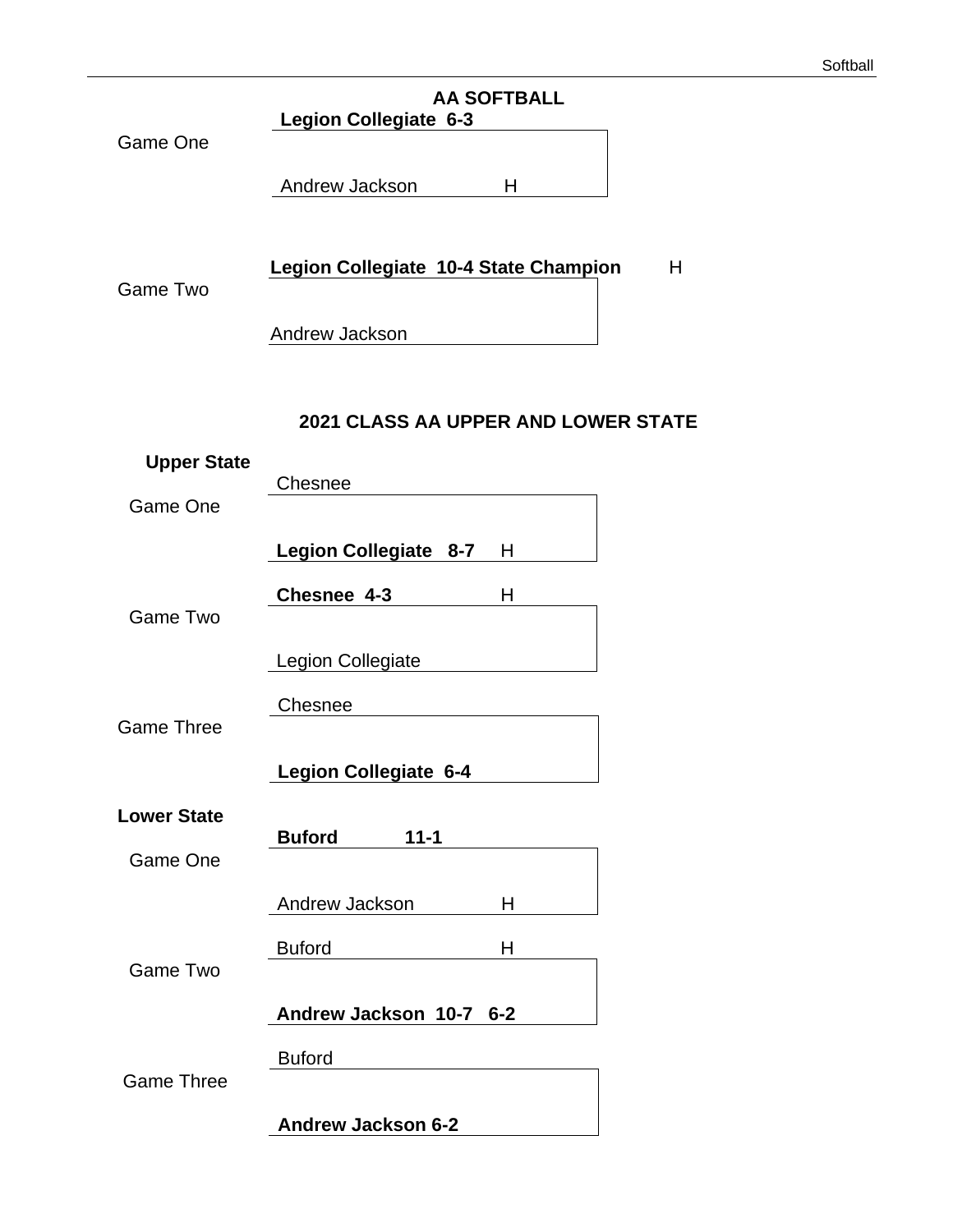## AA SOFTBALL

Game One

**Legion Collegiate 6-3**

Andrew Jackson H

Game Two

**Legion Collegiate 10-4 State Champion** H

Andrew Jackson

## 2021 CLASS AA UPPER AND LOWER STATE

**Upper State**

Game One

Chesnee

**Legion Collegiate 8-7** H

Game Two

**Chesnee 4-3** H

Legion Collegiate

Game Three

Chesnee

**Legion Collegiate 6-4**

**Lower State**

Game One

**Buford 11-1**

Andrew Jackson H

Game Two

Buford H

**Andrew Jackson 10-7 6-2**

Game Three

Buford

**Andrew Jackson 6-2**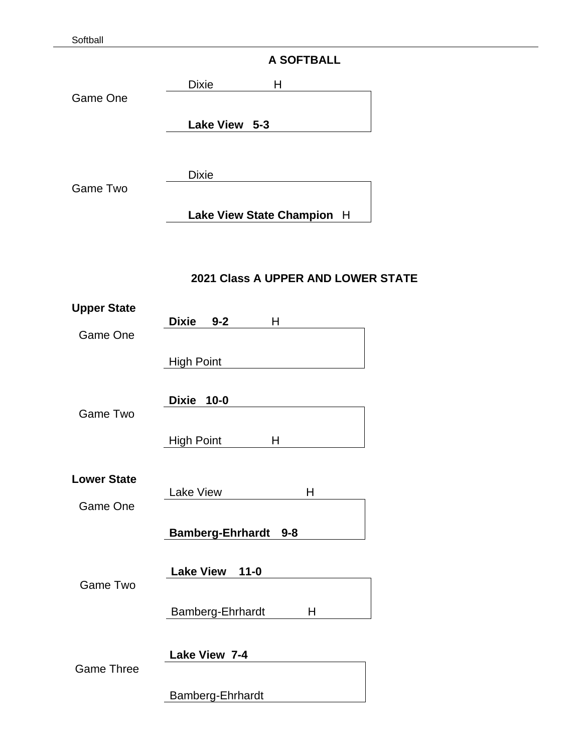## A SOFTBALL

Game One

Dixie H

**Lake View 5-3**

Game Two

Dixie

**Lake View State Champion** H

## 2021 Class A UPPER AND LOWER STATE

**Upper State**

Game One

**Dixie 9-2** H

High Point

Game Two

**Dixie 10-0**

High Point H

**Lower State**

Game One

Lake View H

**Bamberg-Ehrhardt 9-8**

Game Two

**Lake View 11-0**

Bamberg-Ehrhardt H

Game Three

**Lake View 7-4**

Bamberg-Ehrhardt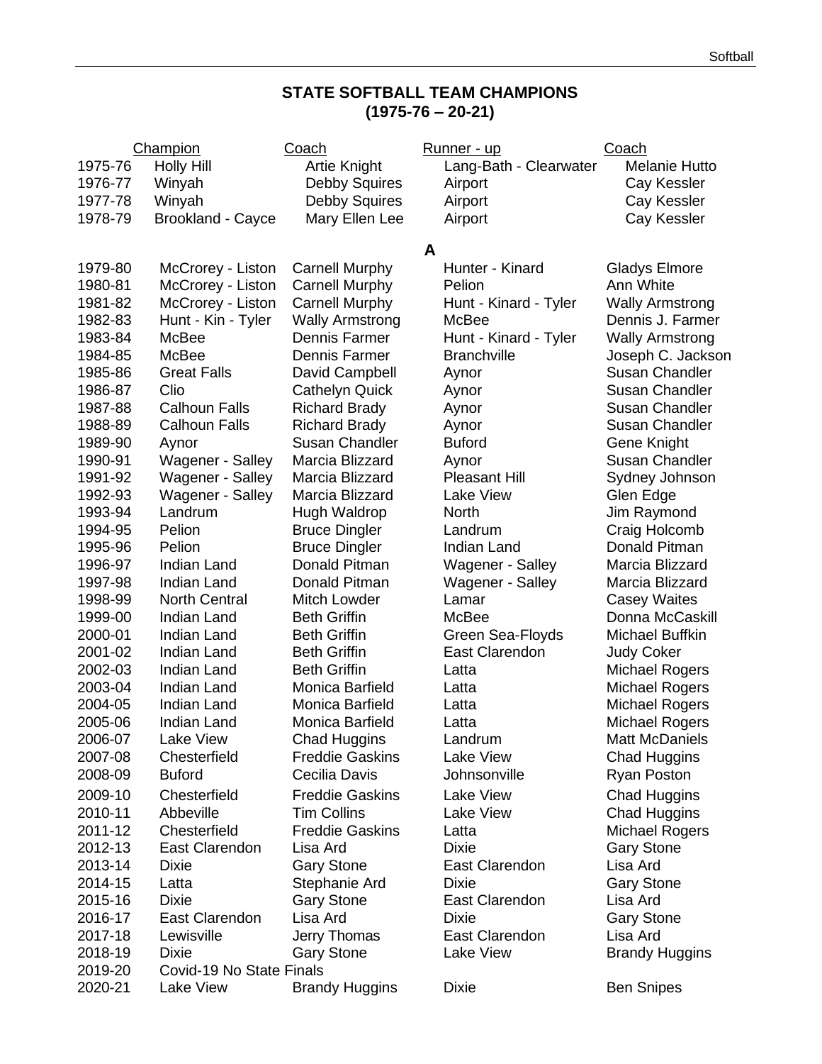## STATE SOFTBALL TEAM CHAMPIONS
## (1975-76 – 20-21)

| | Champion | Coach | Runner - up | Coach |
|---|---|---|---|---|
| 1975-76 | Holly Hill | Artie Knight | Lang-Bath - Clearwater | Melanie Hutto |
| 1976-77 | Winyah | Debby Squires | Airport | Cay Kessler |
| 1977-78 | Winyah | Debby Squires | Airport | Cay Kessler |
| 1978-79 | Brookland - Cayce | Mary Ellen Lee | Airport | Cay Kessler |

### A

| | Champion | Coach | Runner - up | Coach |
|---|---|---|---|---|
| 1979-80 | McCrorey - Liston | Carnell Murphy | Hunter - Kinard | Gladys Elmore |
| 1980-81 | McCrorey - Liston | Carnell Murphy | Pelion | Ann White |
| 1981-82 | McCrorey - Liston | Carnell Murphy | Hunt - Kinard - Tyler | Wally Armstrong |
| 1982-83 | Hunt - Kin - Tyler | Wally Armstrong | McBee | Dennis J. Farmer |
| 1983-84 | McBee | Dennis Farmer | Hunt - Kinard - Tyler | Wally Armstrong |
| 1984-85 | McBee | Dennis Farmer | Branchville | Joseph C. Jackson |
| 1985-86 | Great Falls | David Campbell | Aynor | Susan Chandler |
| 1986-87 | Clio | Cathelyn Quick | Aynor | Susan Chandler |
| 1987-88 | Calhoun Falls | Richard Brady | Aynor | Susan Chandler |
| 1988-89 | Calhoun Falls | Richard Brady | Aynor | Susan Chandler |
| 1989-90 | Aynor | Susan Chandler | Buford | Gene Knight |
| 1990-91 | Wagener - Salley | Marcia Blizzard | Aynor | Susan Chandler |
| 1991-92 | Wagener - Salley | Marcia Blizzard | Pleasant Hill | Sydney Johnson |
| 1992-93 | Wagener - Salley | Marcia Blizzard | Lake View | Glen Edge |
| 1993-94 | Landrum | Hugh Waldrop | North | Jim Raymond |
| 1994-95 | Pelion | Bruce Dingler | Landrum | Craig Holcomb |
| 1995-96 | Pelion | Bruce Dingler | Indian Land | Donald Pitman |
| 1996-97 | Indian Land | Donald Pitman | Wagener - Salley | Marcia Blizzard |
| 1997-98 | Indian Land | Donald Pitman | Wagener - Salley | Marcia Blizzard |
| 1998-99 | North Central | Mitch Lowder | Lamar | Casey Waites |
| 1999-00 | Indian Land | Beth Griffin | McBee | Donna McCaskill |
| 2000-01 | Indian Land | Beth Griffin | Green Sea-Floyds | Michael Buffkin |
| 2001-02 | Indian Land | Beth Griffin | East Clarendon | Judy Coker |
| 2002-03 | Indian Land | Beth Griffin | Latta | Michael Rogers |
| 2003-04 | Indian Land | Monica Barfield | Latta | Michael Rogers |
| 2004-05 | Indian Land | Monica Barfield | Latta | Michael Rogers |
| 2005-06 | Indian Land | Monica Barfield | Latta | Michael Rogers |
| 2006-07 | Lake View | Chad Huggins | Landrum | Matt McDaniels |
| 2007-08 | Chesterfield | Freddie Gaskins | Lake View | Chad Huggins |
| 2008-09 | Buford | Cecilia Davis | Johnsonville | Ryan Poston |
| 2009-10 | Chesterfield | Freddie Gaskins | Lake View | Chad Huggins |
| 2010-11 | Abbeville | Tim Collins | Lake View | Chad Huggins |
| 2011-12 | Chesterfield | Freddie Gaskins | Latta | Michael Rogers |
| 2012-13 | East Clarendon | Lisa Ard | Dixie | Gary Stone |
| 2013-14 | Dixie | Gary Stone | East Clarendon | Lisa Ard |
| 2014-15 | Latta | Stephanie Ard | Dixie | Gary Stone |
| 2015-16 | Dixie | Gary Stone | East Clarendon | Lisa Ard |
| 2016-17 | East Clarendon | Lisa Ard | Dixie | Gary Stone |
| 2017-18 | Lewisville | Jerry Thomas | East Clarendon | Lisa Ard |
| 2018-19 | Dixie | Gary Stone | Lake View | Brandy Huggins |
| 2019-20 | Covid-19 No State Finals | | | |
| 2020-21 | Lake View | Brandy Huggins | Dixie | Ben Snipes |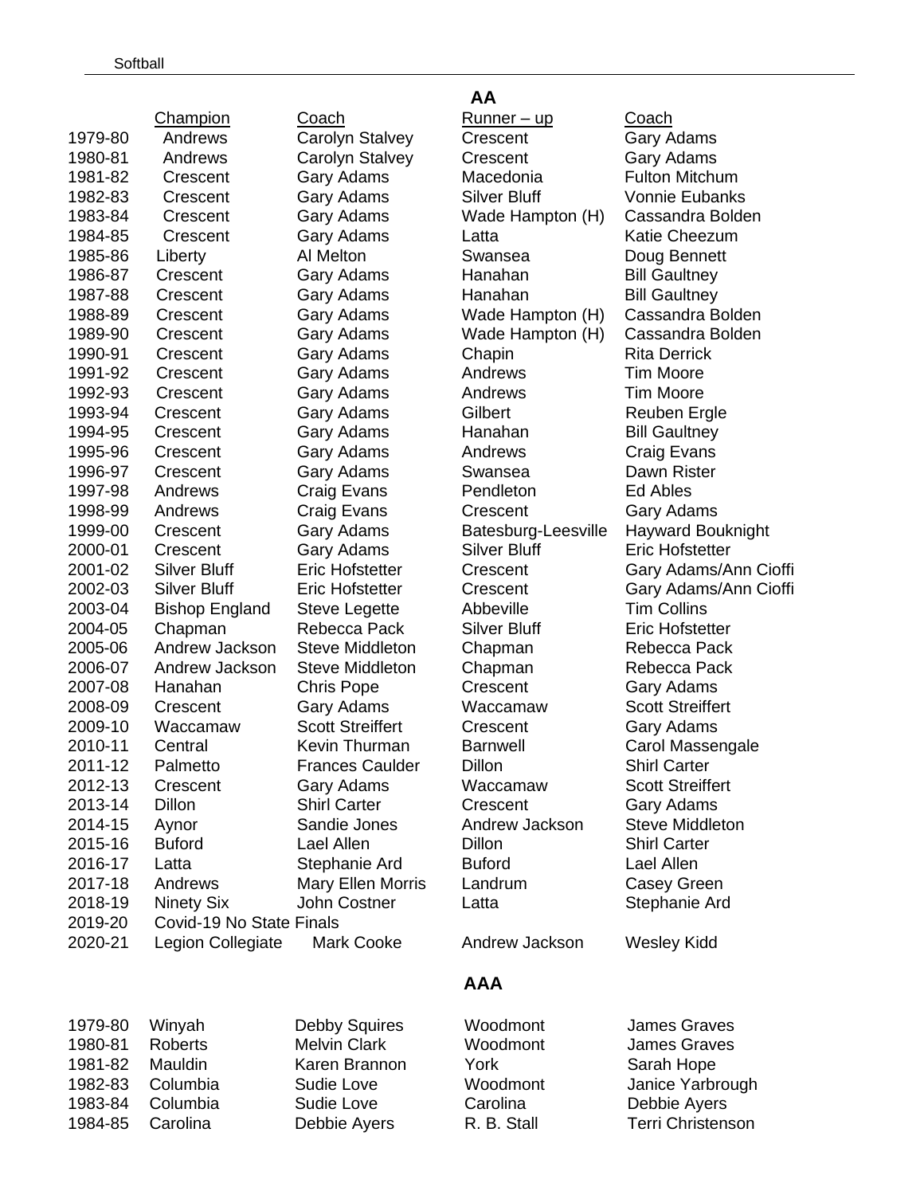Softball

## AA

| | Champion | Coach | Runner – up | Coach |
|---|---|---|---|---|
| 1979-80 | Andrews | Carolyn Stalvey | Crescent | Gary Adams |
| 1980-81 | Andrews | Carolyn Stalvey | Crescent | Gary Adams |
| 1981-82 | Crescent | Gary Adams | Macedonia | Fulton Mitchum |
| 1982-83 | Crescent | Gary Adams | Silver Bluff | Vonnie Eubanks |
| 1983-84 | Crescent | Gary Adams | Wade Hampton (H) | Cassandra Bolden |
| 1984-85 | Crescent | Gary Adams | Latta | Katie Cheezum |
| 1985-86 | Liberty | Al Melton | Swansea | Doug Bennett |
| 1986-87 | Crescent | Gary Adams | Hanahan | Bill Gaultney |
| 1987-88 | Crescent | Gary Adams | Hanahan | Bill Gaultney |
| 1988-89 | Crescent | Gary Adams | Wade Hampton (H) | Cassandra Bolden |
| 1989-90 | Crescent | Gary Adams | Wade Hampton (H) | Cassandra Bolden |
| 1990-91 | Crescent | Gary Adams | Chapin | Rita Derrick |
| 1991-92 | Crescent | Gary Adams | Andrews | Tim Moore |
| 1992-93 | Crescent | Gary Adams | Andrews | Tim Moore |
| 1993-94 | Crescent | Gary Adams | Gilbert | Reuben Ergle |
| 1994-95 | Crescent | Gary Adams | Hanahan | Bill Gaultney |
| 1995-96 | Crescent | Gary Adams | Andrews | Craig Evans |
| 1996-97 | Crescent | Gary Adams | Swansea | Dawn Rister |
| 1997-98 | Andrews | Craig Evans | Pendleton | Ed Ables |
| 1998-99 | Andrews | Craig Evans | Crescent | Gary Adams |
| 1999-00 | Crescent | Gary Adams | Batesburg-Leesville | Hayward Bouknight |
| 2000-01 | Crescent | Gary Adams | Silver Bluff | Eric Hofstetter |
| 2001-02 | Silver Bluff | Eric Hofstetter | Crescent | Gary Adams/Ann Cioffi |
| 2002-03 | Silver Bluff | Eric Hofstetter | Crescent | Gary Adams/Ann Cioffi |
| 2003-04 | Bishop England | Steve Legette | Abbeville | Tim Collins |
| 2004-05 | Chapman | Rebecca Pack | Silver Bluff | Eric Hofstetter |
| 2005-06 | Andrew Jackson | Steve Middleton | Chapman | Rebecca Pack |
| 2006-07 | Andrew Jackson | Steve Middleton | Chapman | Rebecca Pack |
| 2007-08 | Hanahan | Chris Pope | Crescent | Gary Adams |
| 2008-09 | Crescent | Gary Adams | Waccamaw | Scott Streiffert |
| 2009-10 | Waccamaw | Scott Streiffert | Crescent | Gary Adams |
| 2010-11 | Central | Kevin Thurman | Barnwell | Carol Massengale |
| 2011-12 | Palmetto | Frances Caulder | Dillon | Shirl Carter |
| 2012-13 | Crescent | Gary Adams | Waccamaw | Scott Streiffert |
| 2013-14 | Dillon | Shirl Carter | Crescent | Gary Adams |
| 2014-15 | Aynor | Sandie Jones | Andrew Jackson | Steve Middleton |
| 2015-16 | Buford | Lael Allen | Dillon | Shirl Carter |
| 2016-17 | Latta | Stephanie Ard | Buford | Lael Allen |
| 2017-18 | Andrews | Mary Ellen Morris | Landrum | Casey Green |
| 2018-19 | Ninety Six | John Costner | Latta | Stephanie Ard |
| 2019-20 | Covid-19 No State Finals | | | |
| 2020-21 | Legion Collegiate | Mark Cooke | Andrew Jackson | Wesley Kidd |

## AAA

| | Champion | Coach | Runner – up | Coach |
|---|---|---|---|---|
| 1979-80 | Winyah | Debby Squires | Woodmont | James Graves |
| 1980-81 | Roberts | Melvin Clark | Woodmont | James Graves |
| 1981-82 | Mauldin | Karen Brannon | York | Sarah Hope |
| 1982-83 | Columbia | Sudie Love | Woodmont | Janice Yarbrough |
| 1983-84 | Columbia | Sudie Love | Carolina | Debbie Ayers |
| 1984-85 | Carolina | Debbie Ayers | R. B. Stall | Terri Christenson |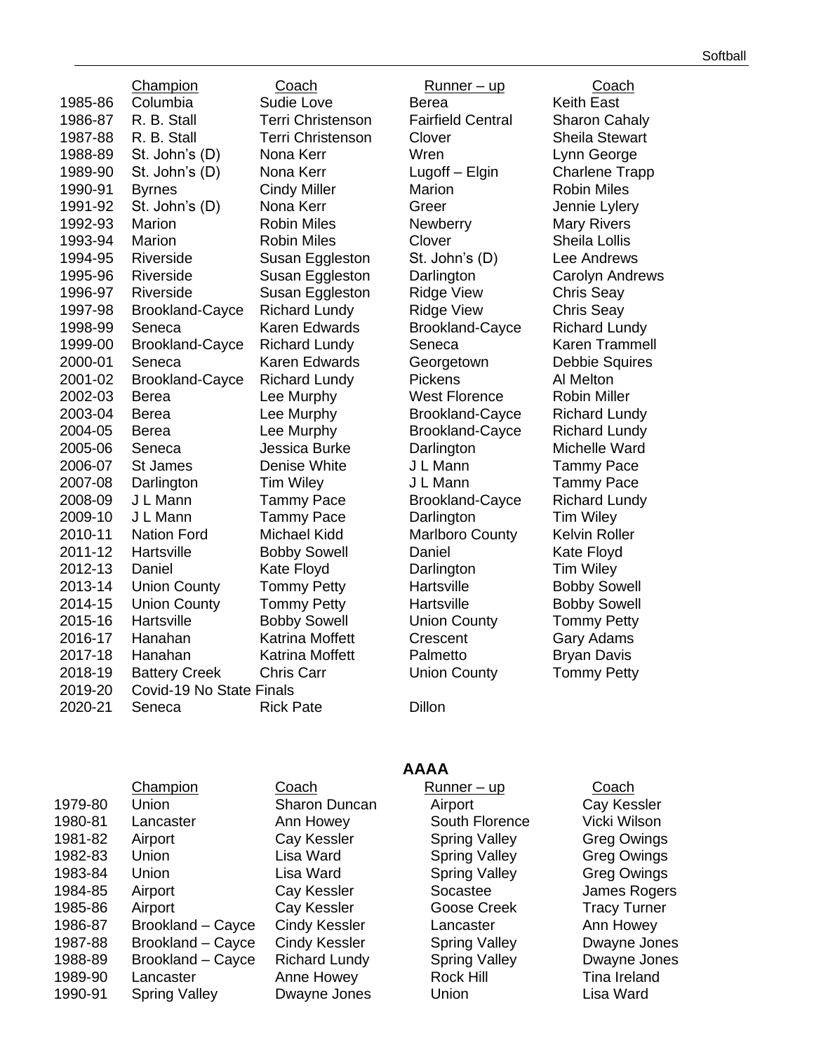| | Champion | Coach | Runner – up | Coach |
|---|---|---|---|---|
| 1985-86 | Columbia | Sudie Love | Berea | Keith East |
| 1986-87 | R. B. Stall | Terri Christenson | Fairfield Central | Sharon Cahaly |
| 1987-88 | R. B. Stall | Terri Christenson | Clover | Sheila Stewart |
| 1988-89 | St. John's (D) | Nona Kerr | Wren | Lynn George |
| 1989-90 | St. John's (D) | Nona Kerr | Lugoff – Elgin | Charlene Trapp |
| 1990-91 | Byrnes | Cindy Miller | Marion | Robin Miles |
| 1991-92 | St. John's (D) | Nona Kerr | Greer | Jennie Lylery |
| 1992-93 | Marion | Robin Miles | Newberry | Mary Rivers |
| 1993-94 | Marion | Robin Miles | Clover | Sheila Lollis |
| 1994-95 | Riverside | Susan Eggleston | St. John's (D) | Lee Andrews |
| 1995-96 | Riverside | Susan Eggleston | Darlington | Carolyn Andrews |
| 1996-97 | Riverside | Susan Eggleston | Ridge View | Chris Seay |
| 1997-98 | Brookland-Cayce | Richard Lundy | Ridge View | Chris Seay |
| 1998-99 | Seneca | Karen Edwards | Brookland-Cayce | Richard Lundy |
| 1999-00 | Brookland-Cayce | Richard Lundy | Seneca | Karen Trammell |
| 2000-01 | Seneca | Karen Edwards | Georgetown | Debbie Squires |
| 2001-02 | Brookland-Cayce | Richard Lundy | Pickens | Al Melton |
| 2002-03 | Berea | Lee Murphy | West Florence | Robin Miller |
| 2003-04 | Berea | Lee Murphy | Brookland-Cayce | Richard Lundy |
| 2004-05 | Berea | Lee Murphy | Brookland-Cayce | Richard Lundy |
| 2005-06 | Seneca | Jessica Burke | Darlington | Michelle Ward |
| 2006-07 | St James | Denise White | J L Mann | Tammy Pace |
| 2007-08 | Darlington | Tim Wiley | J L Mann | Tammy Pace |
| 2008-09 | J L Mann | Tammy Pace | Brookland-Cayce | Richard Lundy |
| 2009-10 | J L Mann | Tammy Pace | Darlington | Tim Wiley |
| 2010-11 | Nation Ford | Michael Kidd | Marlboro County | Kelvin Roller |
| 2011-12 | Hartsville | Bobby Sowell | Daniel | Kate Floyd |
| 2012-13 | Daniel | Kate Floyd | Darlington | Tim Wiley |
| 2013-14 | Union County | Tommy Petty | Hartsville | Bobby Sowell |
| 2014-15 | Union County | Tommy Petty | Hartsville | Bobby Sowell |
| 2015-16 | Hartsville | Bobby Sowell | Union County | Tommy Petty |
| 2016-17 | Hanahan | Katrina Moffett | Crescent | Gary Adams |
| 2017-18 | Hanahan | Katrina Moffett | Palmetto | Bryan Davis |
| 2018-19 | Battery Creek | Chris Carr | Union County | Tommy Petty |
| 2019-20 | Covid-19 No State Finals | | | |
| 2020-21 | Seneca | Rick Pate | Dillon | |

## AAAA

| | Champion | Coach | Runner – up | Coach |
|---|---|---|---|---|
| 1979-80 | Union | Sharon Duncan | Airport | Cay Kessler |
| 1980-81 | Lancaster | Ann Howey | South Florence | Vicki Wilson |
| 1981-82 | Airport | Cay Kessler | Spring Valley | Greg Owings |
| 1982-83 | Union | Lisa Ward | Spring Valley | Greg Owings |
| 1983-84 | Union | Lisa Ward | Spring Valley | Greg Owings |
| 1984-85 | Airport | Cay Kessler | Socastee | James Rogers |
| 1985-86 | Airport | Cay Kessler | Goose Creek | Tracy Turner |
| 1986-87 | Brookland – Cayce | Cindy Kessler | Lancaster | Ann Howey |
| 1987-88 | Brookland – Cayce | Cindy Kessler | Spring Valley | Dwayne Jones |
| 1988-89 | Brookland – Cayce | Richard Lundy | Spring Valley | Dwayne Jones |
| 1989-90 | Lancaster | Anne Howey | Rock Hill | Tina Ireland |
| 1990-91 | Spring Valley | Dwayne Jones | Union | Lisa Ward |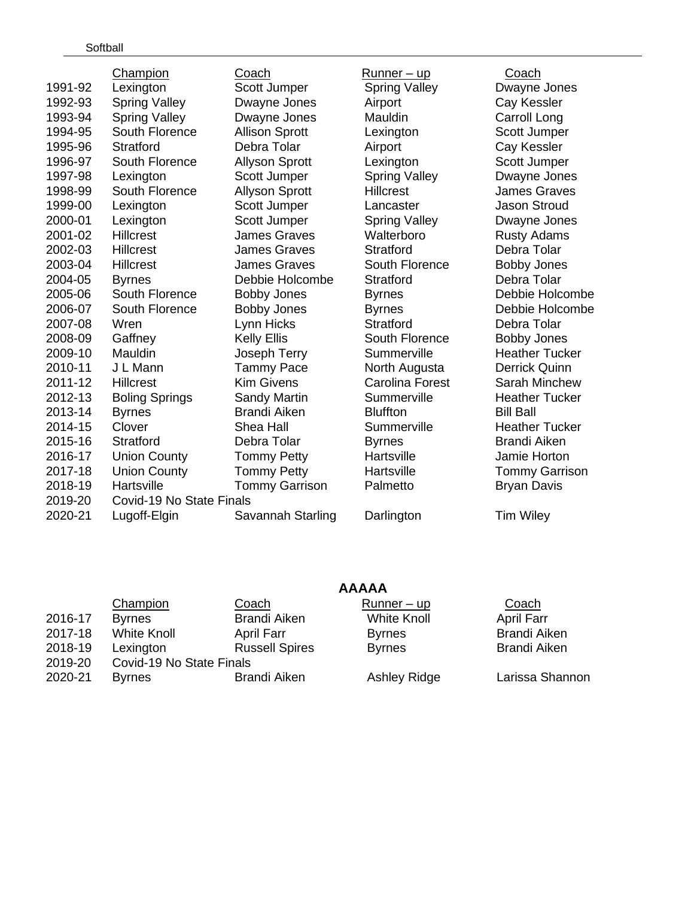| | Champion | Coach | Runner – up | Coach |
|---|---|---|---|---|
| 1991-92 | Lexington | Scott Jumper | Spring Valley | Dwayne Jones |
| 1992-93 | Spring Valley | Dwayne Jones | Airport | Cay Kessler |
| 1993-94 | Spring Valley | Dwayne Jones | Mauldin | Carroll Long |
| 1994-95 | South Florence | Allison Sprott | Lexington | Scott Jumper |
| 1995-96 | Stratford | Debra Tolar | Airport | Cay Kessler |
| 1996-97 | South Florence | Allyson Sprott | Lexington | Scott Jumper |
| 1997-98 | Lexington | Scott Jumper | Spring Valley | Dwayne Jones |
| 1998-99 | South Florence | Allyson Sprott | Hillcrest | James Graves |
| 1999-00 | Lexington | Scott Jumper | Lancaster | Jason Stroud |
| 2000-01 | Lexington | Scott Jumper | Spring Valley | Dwayne Jones |
| 2001-02 | Hillcrest | James Graves | Walterboro | Rusty Adams |
| 2002-03 | Hillcrest | James Graves | Stratford | Debra Tolar |
| 2003-04 | Hillcrest | James Graves | South Florence | Bobby Jones |
| 2004-05 | Byrnes | Debbie Holcombe | Stratford | Debra Tolar |
| 2005-06 | South Florence | Bobby Jones | Byrnes | Debbie Holcombe |
| 2006-07 | South Florence | Bobby Jones | Byrnes | Debbie Holcombe |
| 2007-08 | Wren | Lynn Hicks | Stratford | Debra Tolar |
| 2008-09 | Gaffney | Kelly Ellis | South Florence | Bobby Jones |
| 2009-10 | Mauldin | Joseph Terry | Summerville | Heather Tucker |
| 2010-11 | J L Mann | Tammy Pace | North Augusta | Derrick Quinn |
| 2011-12 | Hillcrest | Kim Givens | Carolina Forest | Sarah Minchew |
| 2012-13 | Boling Springs | Sandy Martin | Summerville | Heather Tucker |
| 2013-14 | Byrnes | Brandi Aiken | Bluffton | Bill Ball |
| 2014-15 | Clover | Shea Hall | Summerville | Heather Tucker |
| 2015-16 | Stratford | Debra Tolar | Byrnes | Brandi Aiken |
| 2016-17 | Union County | Tommy Petty | Hartsville | Jamie Horton |
| 2017-18 | Union County | Tommy Petty | Hartsville | Tommy Garrison |
| 2018-19 | Hartsville | Tommy Garrison | Palmetto | Bryan Davis |
| 2019-20 | Covid-19 No State Finals | | | |
| 2020-21 | Lugoff-Elgin | Savannah Starling | Darlington | Tim Wiley |

## AAAAA

| | Champion | Coach | Runner – up | Coach |
|---|---|---|---|---|
| 2016-17 | Byrnes | Brandi Aiken | White Knoll | April Farr |
| 2017-18 | White Knoll | April Farr | Byrnes | Brandi Aiken |
| 2018-19 | Lexington | Russell Spires | Byrnes | Brandi Aiken |
| 2019-20 | Covid-19 No State Finals | | | |
| 2020-21 | Byrnes | Brandi Aiken | Ashley Ridge | Larissa Shannon |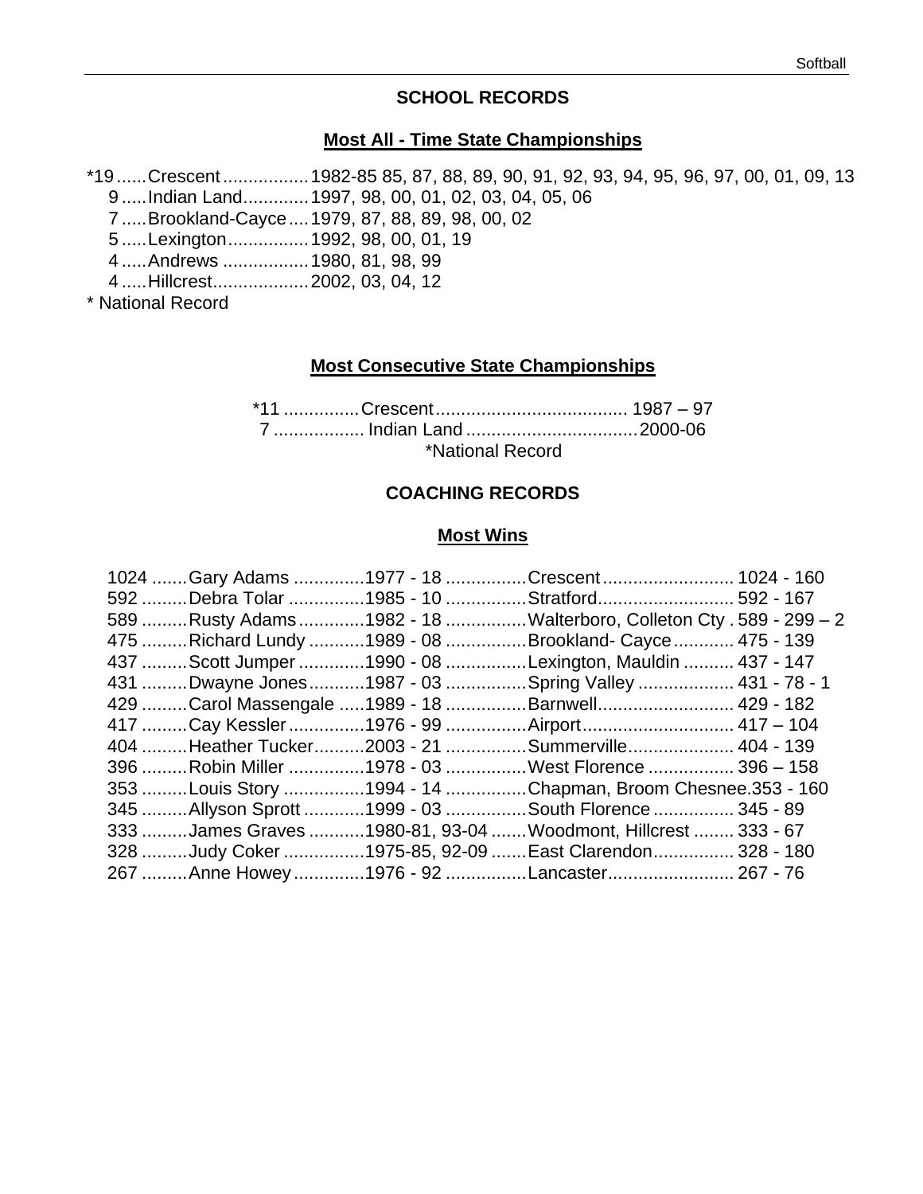## SCHOOL RECORDS

### Most All - Time State Championships

*19 ...... Crescent ................. 1982-85 85, 87, 88, 89, 90, 91, 92, 93, 94, 95, 96, 97, 00, 01, 09, 13
9 ..... Indian Land ............. 1997, 98, 00, 01, 02, 03, 04, 05, 06
7 ..... Brookland-Cayce .... 1979, 87, 88, 89, 98, 00, 02
5 ..... Lexington ................ 1992, 98, 00, 01, 19
4 ..... Andrews ................. 1980, 81, 98, 99
4 ..... Hillcrest ................... 2002, 03, 04, 12

* National Record

### Most Consecutive State Championships

*11 ............... Crescent ...................................... 1987 – 97
7 .................. Indian Land .................................. 2000-06

*National Record

## COACHING RECORDS

### Most Wins

| Wins | Coach | Years | School(s) | Record |
|---|---|---|---|---|
| 1024 | Gary Adams | 1977 - 18 | Crescent | 1024 - 160 |
| 592 | Debra Tolar | 1985 - 10 | Stratford | 592 - 167 |
| 589 | Rusty Adams | 1982 - 18 | Walterboro, Colleton Cty | 589 - 299 – 2 |
| 475 | Richard Lundy | 1989 - 08 | Brookland- Cayce | 475 - 139 |
| 437 | Scott Jumper | 1990 - 08 | Lexington, Mauldin | 437 - 147 |
| 431 | Dwayne Jones | 1987 - 03 | Spring Valley | 431 - 78 - 1 |
| 429 | Carol Massengale | 1989 - 18 | Barnwell | 429 - 182 |
| 417 | Cay Kessler | 1976 - 99 | Airport | 417 – 104 |
| 404 | Heather Tucker | 2003 - 21 | Summerville | 404 - 139 |
| 396 | Robin Miller | 1978 - 03 | West Florence | 396 – 158 |
| 353 | Louis Story | 1994 - 14 | Chapman, Broom Chesnee | 353 - 160 |
| 345 | Allyson Sprott | 1999 - 03 | South Florence | 345 - 89 |
| 333 | James Graves | 1980-81, 93-04 | Woodmont, Hillcrest | 333 - 67 |
| 328 | Judy Coker | 1975-85, 92-09 | East Clarendon | 328 - 180 |
| 267 | Anne Howey | 1976 - 92 | Lancaster | 267 - 76 |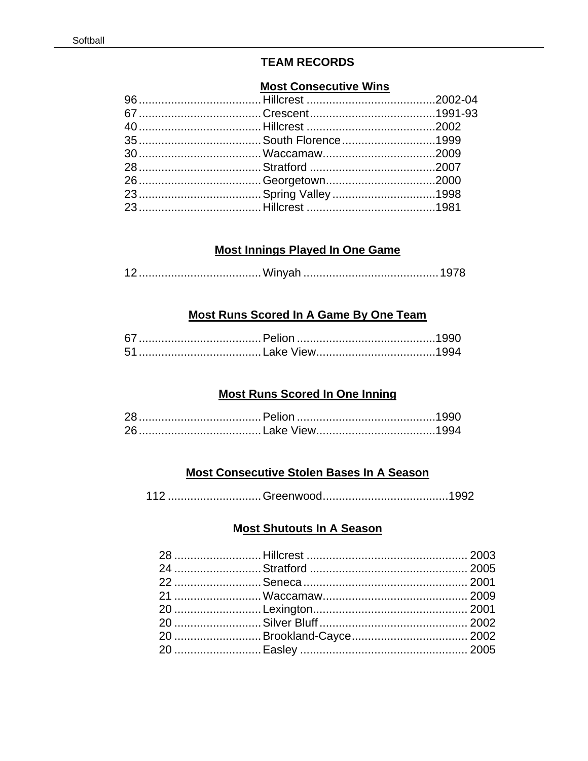## TEAM RECORDS

### Most Consecutive Wins

| | | |
|---|---|---|
| 96 | Hillcrest | 2002-04 |
| 67 | Crescent | 1991-93 |
| 40 | Hillcrest | 2002 |
| 35 | South Florence | 1999 |
| 30 | Waccamaw | 2009 |
| 28 | Stratford | 2007 |
| 26 | Georgetown | 2000 |
| 23 | Spring Valley | 1998 |
| 23 | Hillcrest | 1981 |

### Most Innings Played In One Game

| | | |
|---|---|---|
| 12 | Winyah | 1978 |

### Most Runs Scored In A Game By One Team

| | | |
|---|---|---|
| 67 | Pelion | 1990 |
| 51 | Lake View | 1994 |

### Most Runs Scored In One Inning

| | | |
|---|---|---|
| 28 | Pelion | 1990 |
| 26 | Lake View | 1994 |

### Most Consecutive Stolen Bases In A Season

| | | |
|---|---|---|
| 112 | Greenwood | 1992 |

### Most Shutouts In A Season

| | | |
|---|---|---|
| 28 | Hillcrest | 2003 |
| 24 | Stratford | 2005 |
| 22 | Seneca | 2001 |
| 21 | Waccamaw | 2009 |
| 20 | Lexington | 2001 |
| 20 | Silver Bluff | 2002 |
| 20 | Brookland-Cayce | 2002 |
| 20 | Easley | 2005 |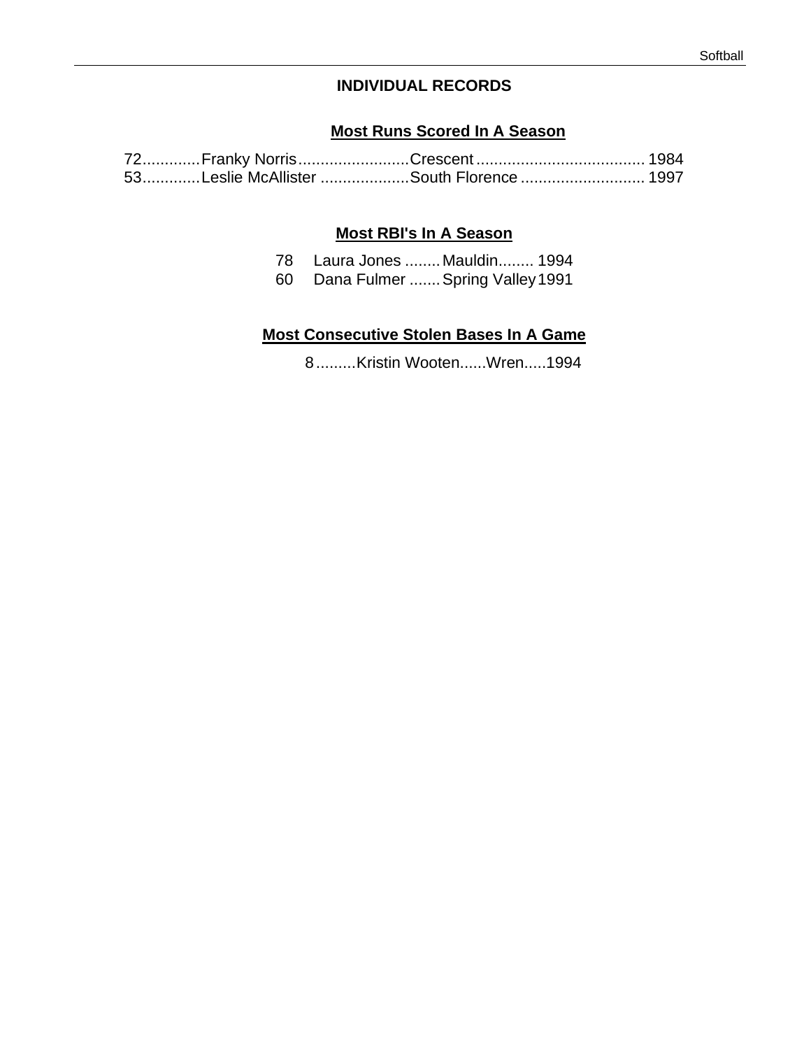## INDIVIDUAL RECORDS

### Most Runs Scored In A Season

72............Franky Norris.........................Crescent...................................... 1984
53............Leslie McAllister ....................South Florence ............................ 1997

### Most RBI's In A Season

78 Laura Jones ........Mauldin........ 1994
60 Dana Fulmer .......Spring Valley 1991

### Most Consecutive Stolen Bases In A Game

8.........Kristin Wooten......Wren.....1994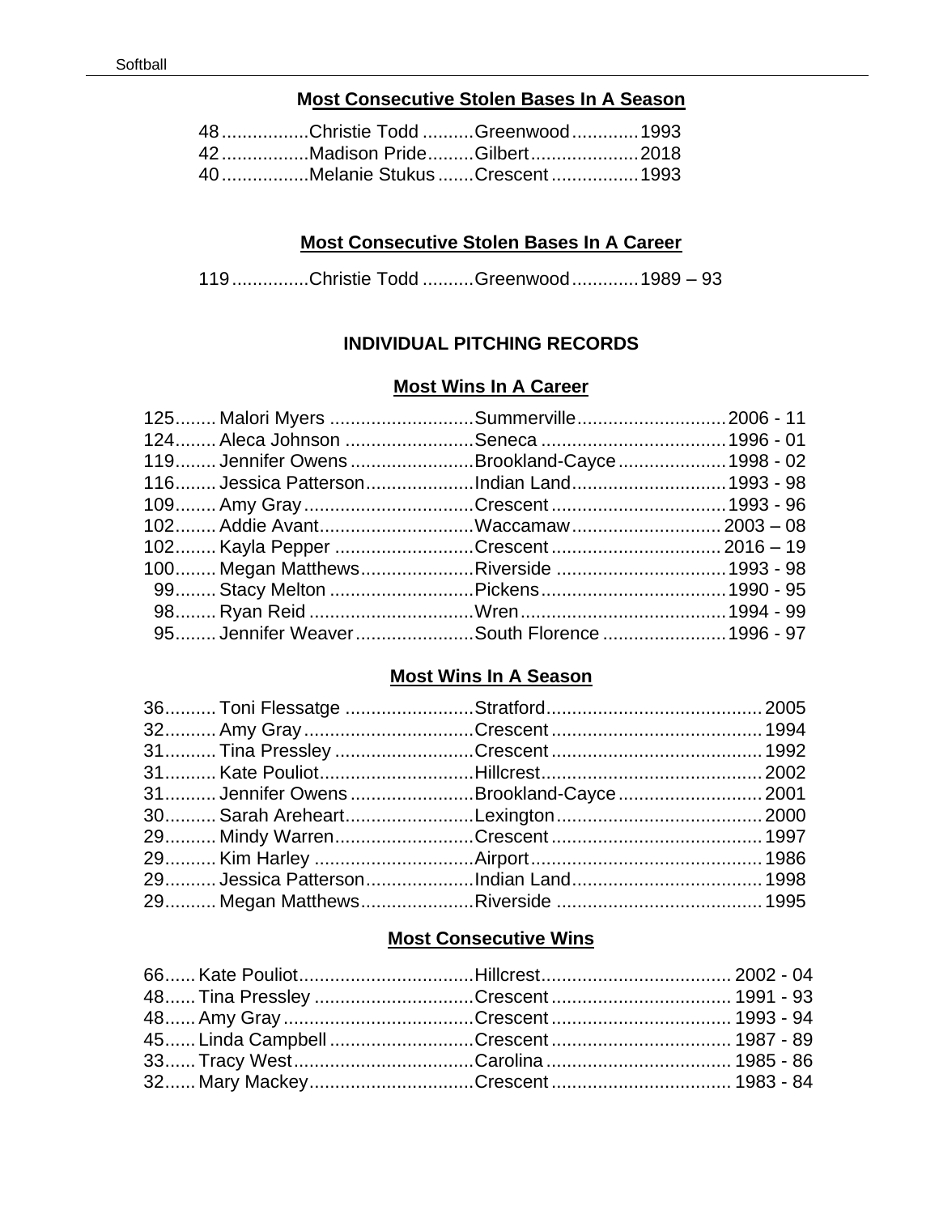## Most Consecutive Stolen Bases In A Season

| | | | |
|---|---|---|---|
| 48 | Christie Todd | Greenwood | 1993 |
| 42 | Madison Pride | Gilbert | 2018 |
| 40 | Melanie Stukus | Crescent | 1993 |

## Most Consecutive Stolen Bases In A Career

| | | | |
|---|---|---|---|
| 119 | Christie Todd | Greenwood | 1989 – 93 |

# INDIVIDUAL PITCHING RECORDS

## Most Wins In A Career

| | | | |
|---|---|---|---|
| 125 | Malori Myers | Summerville | 2006 - 11 |
| 124 | Aleca Johnson | Seneca | 1996 - 01 |
| 119 | Jennifer Owens | Brookland-Cayce | 1998 - 02 |
| 116 | Jessica Patterson | Indian Land | 1993 - 98 |
| 109 | Amy Gray | Crescent | 1993 - 96 |
| 102 | Addie Avant | Waccamaw | 2003 – 08 |
| 102 | Kayla Pepper | Crescent | 2016 – 19 |
| 100 | Megan Matthews | Riverside | 1993 - 98 |
| 99 | Stacy Melton | Pickens | 1990 - 95 |
| 98 | Ryan Reid | Wren | 1994 - 99 |
| 95 | Jennifer Weaver | South Florence | 1996 - 97 |

## Most Wins In A Season

| | | | |
|---|---|---|---|
| 36 | Toni Flessatge | Stratford | 2005 |
| 32 | Amy Gray | Crescent | 1994 |
| 31 | Tina Pressley | Crescent | 1992 |
| 31 | Kate Pouliot | Hillcrest | 2002 |
| 31 | Jennifer Owens | Brookland-Cayce | 2001 |
| 30 | Sarah Areheart | Lexington | 2000 |
| 29 | Mindy Warren | Crescent | 1997 |
| 29 | Kim Harley | Airport | 1986 |
| 29 | Jessica Patterson | Indian Land | 1998 |
| 29 | Megan Matthews | Riverside | 1995 |

## Most Consecutive Wins

| | | | |
|---|---|---|---|
| 66 | Kate Pouliot | Hillcrest | 2002 - 04 |
| 48 | Tina Pressley | Crescent | 1991 - 93 |
| 48 | Amy Gray | Crescent | 1993 - 94 |
| 45 | Linda Campbell | Crescent | 1987 - 89 |
| 33 | Tracy West | Carolina | 1985 - 86 |
| 32 | Mary Mackey | Crescent | 1983 - 84 |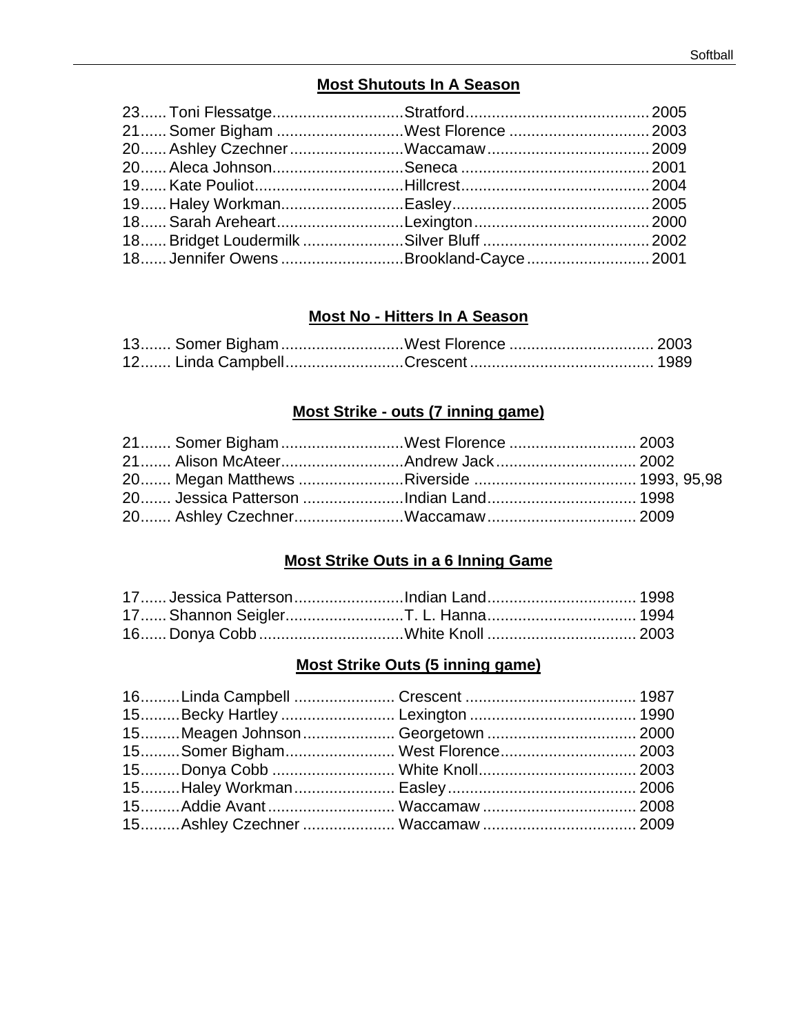## Most Shutouts In A Season

| | | | |
|---|---|---|---|
| 23 | Toni Flessatge | Stratford | 2005 |
| 21 | Somer Bigham | West Florence | 2003 |
| 20 | Ashley Czechner | Waccamaw | 2009 |
| 20 | Aleca Johnson | Seneca | 2001 |
| 19 | Kate Pouliot | Hillcrest | 2004 |
| 19 | Haley Workman | Easley | 2005 |
| 18 | Sarah Areheart | Lexington | 2000 |
| 18 | Bridget Loudermilk | Silver Bluff | 2002 |
| 18 | Jennifer Owens | Brookland-Cayce | 2001 |

## Most No - Hitters In A Season

| | | | |
|---|---|---|---|
| 13 | Somer Bigham | West Florence | 2003 |
| 12 | Linda Campbell | Crescent | 1989 |

## Most Strike - outs (7 inning game)

| | | | |
|---|---|---|---|
| 21 | Somer Bigham | West Florence | 2003 |
| 21 | Alison McAteer | Andrew Jack | 2002 |
| 20 | Megan Matthews | Riverside | 1993, 95,98 |
| 20 | Jessica Patterson | Indian Land | 1998 |
| 20 | Ashley Czechner | Waccamaw | 2009 |

## Most Strike Outs in a 6 Inning Game

| | | | |
|---|---|---|---|
| 17 | Jessica Patterson | Indian Land | 1998 |
| 17 | Shannon Seigler | T. L. Hanna | 1994 |
| 16 | Donya Cobb | White Knoll | 2003 |

## Most Strike Outs (5 inning game)

| | | | |
|---|---|---|---|
| 16 | Linda Campbell | Crescent | 1987 |
| 15 | Becky Hartley | Lexington | 1990 |
| 15 | Meagen Johnson | Georgetown | 2000 |
| 15 | Somer Bigham | West Florence | 2003 |
| 15 | Donya Cobb | White Knoll | 2003 |
| 15 | Haley Workman | Easley | 2006 |
| 15 | Addie Avant | Waccamaw | 2008 |
| 15 | Ashley Czechner | Waccamaw | 2009 |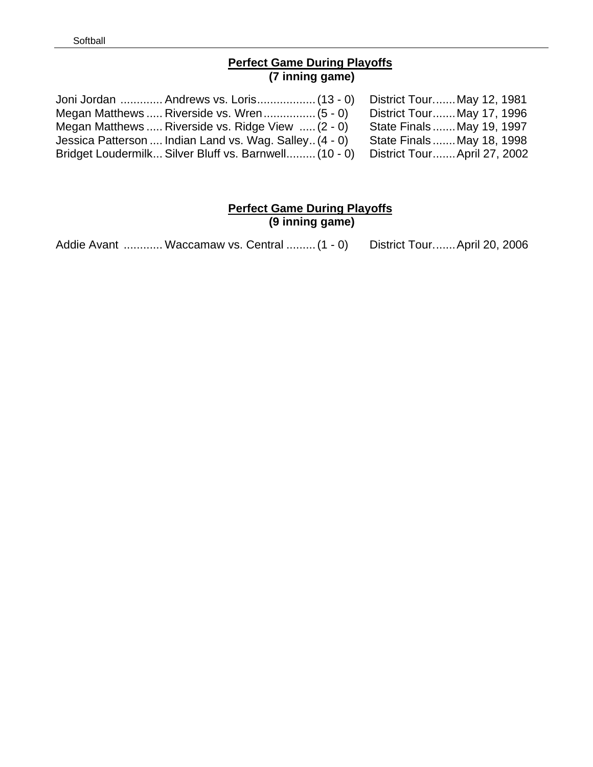## Perfect Game During Playoffs
## (7 inning game)

| | | | | |
|---|---|---|---|---|
| Joni Jordan | Andrews vs. Loris | (13 - 0) | District Tour | May 12, 1981 |
| Megan Matthews | Riverside vs. Wren | (5 - 0) | District Tour | May 17, 1996 |
| Megan Matthews | Riverside vs. Ridge View | (2 - 0) | State Finals | May 19, 1997 |
| Jessica Patterson | Indian Land vs. Wag. Salley | (4 - 0) | State Finals | May 18, 1998 |
| Bridget Loudermilk | Silver Bluff vs. Barnwell | (10 - 0) | District Tour | April 27, 2002 |

## Perfect Game During Playoffs
## (9 inning game)

| | | | | |
|---|---|---|---|---|
| Addie Avant | Waccamaw vs. Central | (1 - 0) | District Tour | April 20, 2006 |